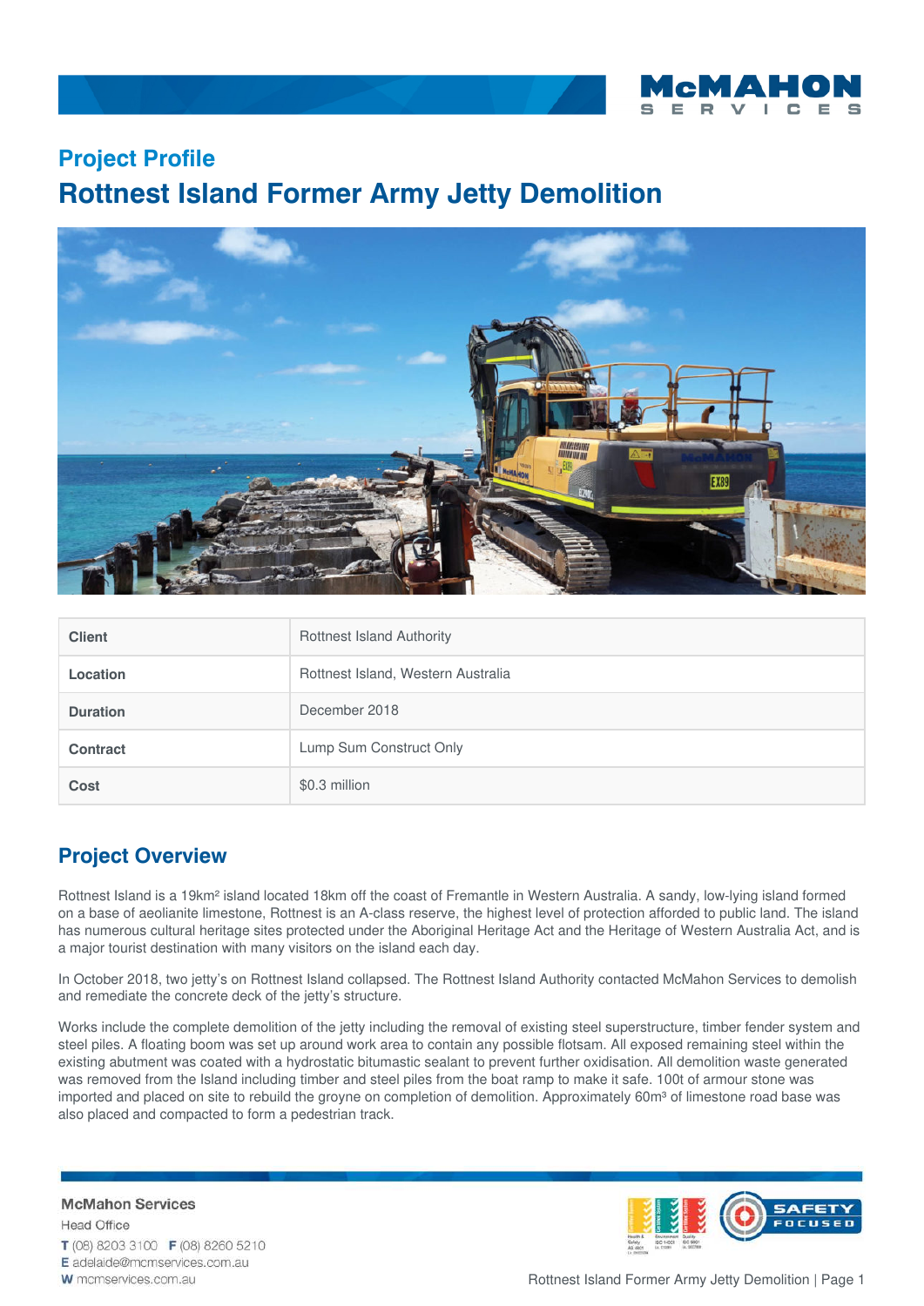## Project Profile

# Rottnest Island Former Army Jetty Demolition

| Client | Rottnest Island Authority |
|---|---|
| Location | Rottnest Island, Western Australia |
| Duration | December 2018 |
| Contract | Lump Sum Construct Only |
| Cost | $0.3 million |

## Project Overview

Rottnest Island is a 19km² island located 18km off the coast of Fremantle in Western Australia. A sandy, low-lying island formed on a base of aeolianite limestone, Rottnest is an A-class reserve, the highest level of protection afforded to public land. The island has numerous cultural heritage sites protected under the Aboriginal Heritage Act and the Heritage of Western Australia Act, and is a major tourist destination with many visitors on the island each day.

In October 2018, two jetty's on Rottnest Island collapsed. The Rottnest Island Authority contacted McMahon Services to demolish and remediate the concrete deck of the jetty's structure.

Works include the complete demolition of the jetty including the removal of existing steel superstructure, timber fender system and steel piles. A floating boom was set up around work area to contain any possible flotsam. All exposed remaining steel within the existing abutment was coated with a hydrostatic bitumastic sealant to prevent further oxidisation. All demolition waste generated was removed from the Island including timber and steel piles from the boat ramp to make it safe. 100t of armour stone was imported and placed on site to rebuild the groyne on completion of demolition. Approximately 60m³ of limestone road base was also placed and compacted to form a pedestrian track.

**McMahon Services**
Head Office
**T** (08) 8203 3100 **F** (08) 8260 5210
**E** adelaide@mcmservices.com.au
**W** mcmservices.com.au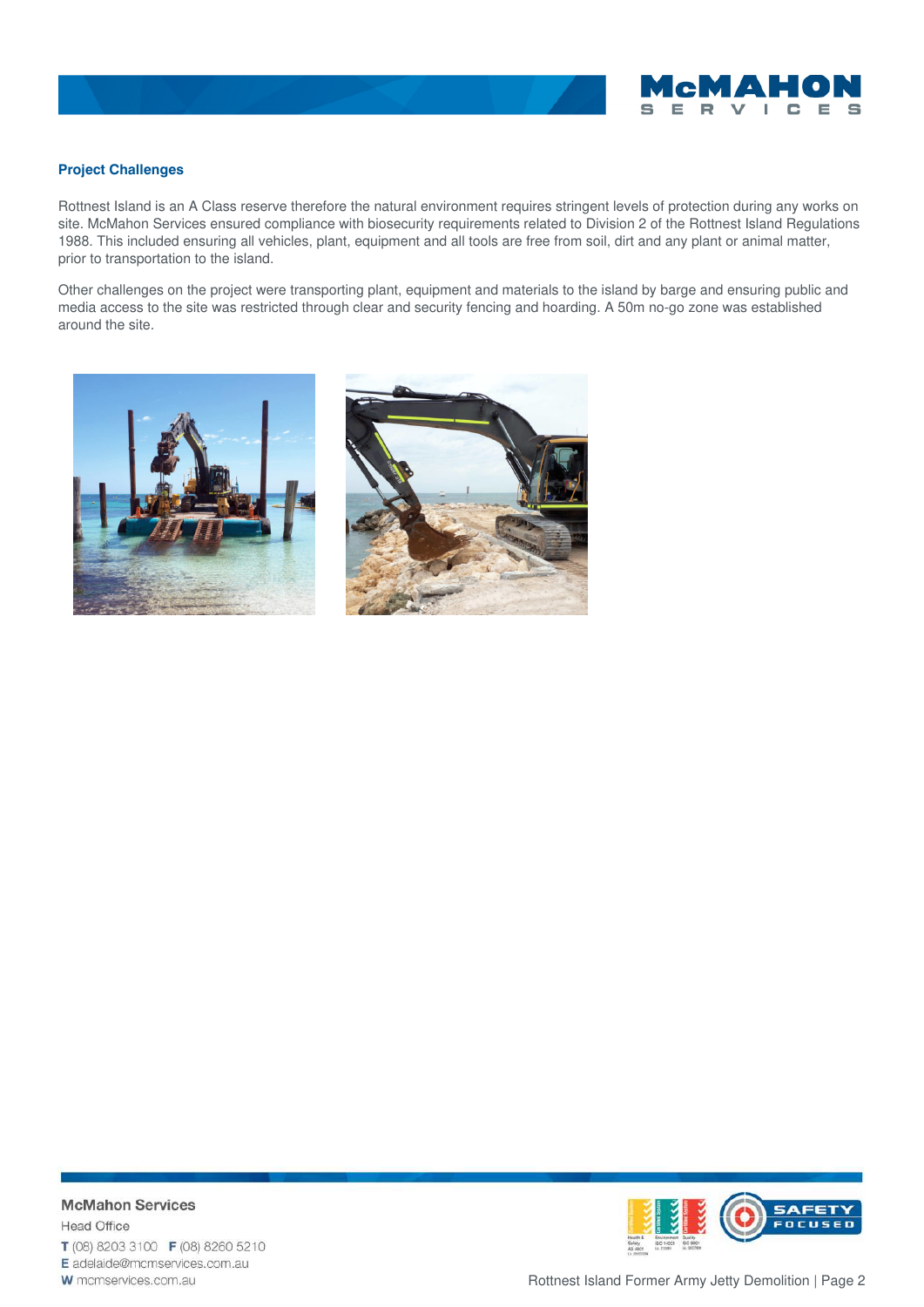## Project Challenges

Rottnest Island is an A Class reserve therefore the natural environment requires stringent levels of protection during any works on site. McMahon Services ensured compliance with biosecurity requirements related to Division 2 of the Rottnest Island Regulations 1988. This included ensuring all vehicles, plant, equipment and all tools are free from soil, dirt and any plant or animal matter, prior to transportation to the island.

Other challenges on the project were transporting plant, equipment and materials to the island by barge and ensuring public and media access to the site was restricted through clear and security fencing and hoarding. A 50m no-go zone was established around the site.